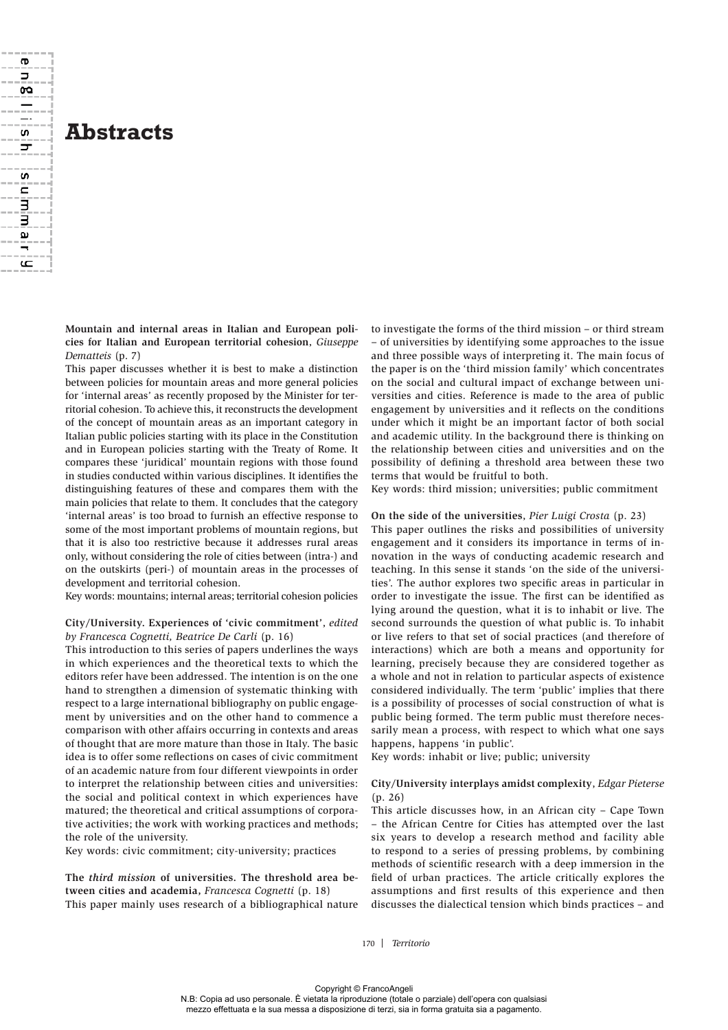# Abstracts

**Mountain and internal areas in Italian and European policies for Italian and European territorial cohesion**, *Giuseppe Dematteis* (p. 7)

This paper discusses whether it is best to make a distinction between policies for mountain areas and more general policies for 'internal areas' as recently proposed by the Minister for territorial cohesion. To achieve this, it reconstructs the development of the concept of mountain areas as an important category in Italian public policies starting with its place in the Constitution and in European policies starting with the Treaty of Rome. It compares these 'juridical' mountain regions with those found in studies conducted within various disciplines. It identifies the distinguishing features of these and compares them with the main policies that relate to them. It concludes that the category 'internal areas' is too broad to furnish an effective response to some of the most important problems of mountain regions, but that it is also too restrictive because it addresses rural areas only, without considering the role of cities between (intra-) and on the outskirts (peri-) of mountain areas in the processes of development and territorial cohesion.

Key words: mountains; internal areas; territorial cohesion policies

**City/University. Experiences of 'civic commitment'**, *edited by Francesca Cognetti, Beatrice De Carli* (p. 16)

This introduction to this series of papers underlines the ways in which experiences and the theoretical texts to which the editors refer have been addressed. The intention is on the one hand to strengthen a dimension of systematic thinking with respect to a large international bibliography on public engagement by universities and on the other hand to commence a comparison with other affairs occurring in contexts and areas of thought that are more mature than those in Italy. The basic idea is to offer some reflections on cases of civic commitment of an academic nature from four different viewpoints in order to interpret the relationship between cities and universities: the social and political context in which experiences have matured; the theoretical and critical assumptions of corporative activities; the work with working practices and methods; the role of the university.

Key words: civic commitment; city-university; practices

**The *third mission* of universities. The threshold area between cities and academia**, *Francesca Cognetti* (p. 18)

This paper mainly uses research of a bibliographical nature to investigate the forms of the third mission – or third stream – of universities by identifying some approaches to the issue and three possible ways of interpreting it. The main focus of the paper is on the 'third mission family' which concentrates on the social and cultural impact of exchange between universities and cities. Reference is made to the area of public engagement by universities and it reflects on the conditions under which it might be an important factor of both social and academic utility. In the background there is thinking on the relationship between cities and universities and on the possibility of defining a threshold area between these two terms that would be fruitful to both.

Key words: third mission; universities; public commitment

**On the side of the universities**, *Pier Luigi Crosta* (p. 23)

This paper outlines the risks and possibilities of university engagement and it considers its importance in terms of innovation in the ways of conducting academic research and teaching. In this sense it stands 'on the side of the universities'. The author explores two specific areas in particular in order to investigate the issue. The first can be identified as lying around the question, what it is to inhabit or live. The second surrounds the question of what public is. To inhabit or live refers to that set of social practices (and therefore of interactions) which are both a means and opportunity for learning, precisely because they are considered together as a whole and not in relation to particular aspects of existence considered individually. The term 'public' implies that there is a possibility of processes of social construction of what is public being formed. The term public must therefore necessarily mean a process, with respect to which what one says happens, happens 'in public'.

Key words: inhabit or live; public; university

**City/University interplays amidst complexity**, *Edgar Pieterse* (p. 26)

This article discusses how, in an African city – Cape Town – the African Centre for Cities has attempted over the last six years to develop a research method and facility able to respond to a series of pressing problems, by combining methods of scientific research with a deep immersion in the field of urban practices. The article critically explores the assumptions and first results of this experience and then discusses the dialectical tension which binds practices – and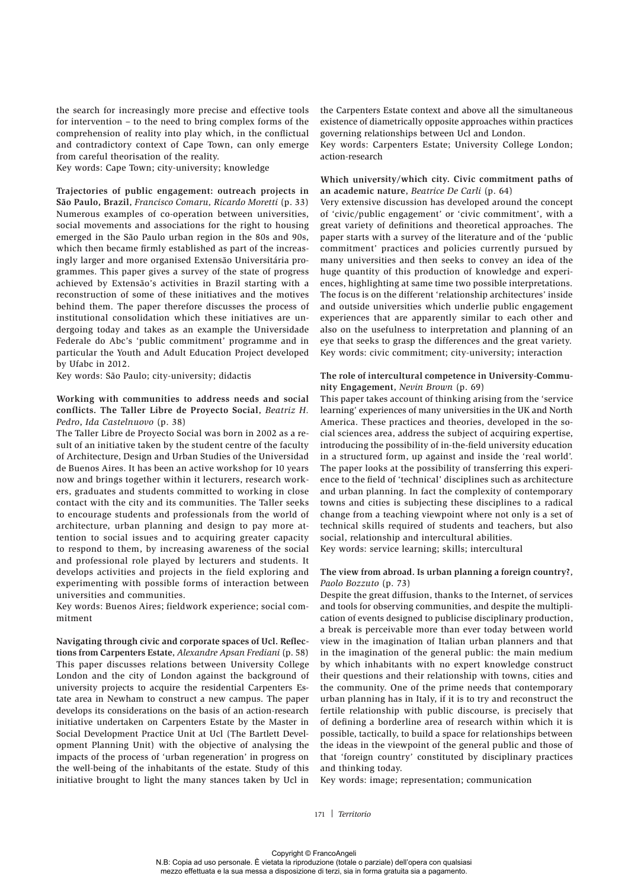the search for increasingly more precise and effective tools for intervention – to the need to bring complex forms of the comprehension of reality into play which, in the conflictual and contradictory context of Cape Town, can only emerge from careful theorisation of the reality.
Key words: Cape Town; city-university; knowledge

**Trajectories of public engagement: outreach projects in São Paulo, Brazil**, *Francisco Comaru, Ricardo Moretti* (p. 33)
Numerous examples of co-operation between universities, social movements and associations for the right to housing emerged in the São Paulo urban region in the 80s and 90s, which then became firmly established as part of the increasingly larger and more organised Extensão Universitária programmes. This paper gives a survey of the state of progress achieved by Extensão's activities in Brazil starting with a reconstruction of some of these initiatives and the motives behind them. The paper therefore discusses the process of institutional consolidation which these initiatives are undergoing today and takes as an example the Universidade Federale do Abc's 'public commitment' programme and in particular the Youth and Adult Education Project developed by Ufabc in 2012.
Key words: São Paulo; city-university; didactis

**Working with communities to address needs and social conflicts. The Taller Libre de Proyecto Social**, *Beatriz H. Pedro, Ida Castelnuovo* (p. 38)
The Taller Libre de Proyecto Social was born in 2002 as a result of an initiative taken by the student centre of the faculty of Architecture, Design and Urban Studies of the Universidad de Buenos Aires. It has been an active workshop for 10 years now and brings together within it lecturers, research workers, graduates and students committed to working in close contact with the city and its communities. The Taller seeks to encourage students and professionals from the world of architecture, urban planning and design to pay more attention to social issues and to acquiring greater capacity to respond to them, by increasing awareness of the social and professional role played by lecturers and students. It develops activities and projects in the field exploring and experimenting with possible forms of interaction between universities and communities.
Key words: Buenos Aires; fieldwork experience; social commitment

**Navigating through civic and corporate spaces of Ucl. Reflections from Carpenters Estate**, *Alexandre Apsan Frediani* (p. 58)
This paper discusses relations between University College London and the city of London against the background of university projects to acquire the residential Carpenters Estate area in Newham to construct a new campus. The paper develops its considerations on the basis of an action-research initiative undertaken on Carpenters Estate by the Master in Social Development Practice Unit at Ucl (The Bartlett Development Planning Unit) with the objective of analysing the impacts of the process of 'urban regeneration' in progress on the well-being of the inhabitants of the estate. Study of this initiative brought to light the many stances taken by Ucl in the Carpenters Estate context and above all the simultaneous existence of diametrically opposite approaches within practices governing relationships between Ucl and London.
Key words: Carpenters Estate; University College London; action-research

**Which university/which city. Civic commitment paths of an academic nature**, *Beatrice De Carli* (p. 64)
Very extensive discussion has developed around the concept of 'civic/public engagement' or 'civic commitment', with a great variety of definitions and theoretical approaches. The paper starts with a survey of the literature and of the 'public commitment' practices and policies currently pursued by many universities and then seeks to convey an idea of the huge quantity of this production of knowledge and experiences, highlighting at same time two possible interpretations. The focus is on the different 'relationship architectures' inside and outside universities which underlie public engagement experiences that are apparently similar to each other and also on the usefulness to interpretation and planning of an eye that seeks to grasp the differences and the great variety.
Key words: civic commitment; city-university; interaction

**The role of intercultural competence in University-Community Engagement**, *Nevin Brown* (p. 69)
This paper takes account of thinking arising from the 'service learning' experiences of many universities in the UK and North America. These practices and theories, developed in the social sciences area, address the subject of acquiring expertise, introducing the possibility of in-the-field university education in a structured form, up against and inside the 'real world'. The paper looks at the possibility of transferring this experience to the field of 'technical' disciplines such as architecture and urban planning. In fact the complexity of contemporary towns and cities is subjecting these disciplines to a radical change from a teaching viewpoint where not only is a set of technical skills required of students and teachers, but also social, relationship and intercultural abilities.
Key words: service learning; skills; intercultural

**The view from abroad. Is urban planning a foreign country?**, *Paolo Bozzuto* (p. 73)
Despite the great diffusion, thanks to the Internet, of services and tools for observing communities, and despite the multiplication of events designed to publicise disciplinary production, a break is perceivable more than ever today between world view in the imagination of Italian urban planners and that in the imagination of the general public: the main medium by which inhabitants with no expert knowledge construct their questions and their relationship with towns, cities and the community. One of the prime needs that contemporary urban planning has in Italy, if it is to try and reconstruct the fertile relationship with public discourse, is precisely that of defining a borderline area of research within which it is possible, tactically, to build a space for relationships between the ideas in the viewpoint of the general public and those of that 'foreign country' constituted by disciplinary practices and thinking today.
Key words: image; representation; communication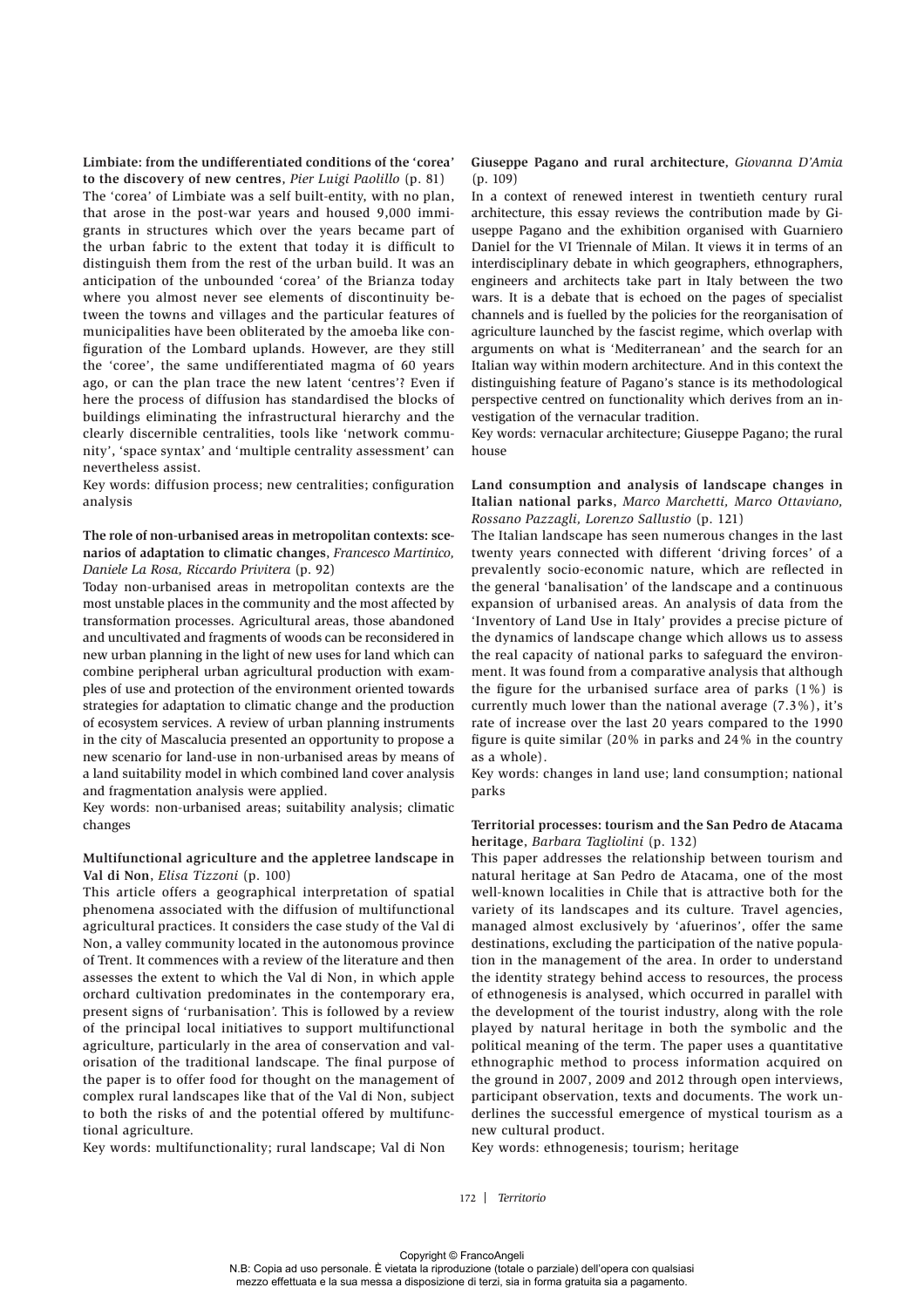**Limbiate: from the undifferentiated conditions of the 'corea' to the discovery of new centres**, *Pier Luigi Paolillo* (p. 81)

The 'corea' of Limbiate was a self built-entity, with no plan, that arose in the post-war years and housed 9,000 immigrants in structures which over the years became part of the urban fabric to the extent that today it is difficult to distinguish them from the rest of the urban build. It was an anticipation of the unbounded 'corea' of the Brianza today where you almost never see elements of discontinuity between the towns and villages and the particular features of municipalities have been obliterated by the amoeba like configuration of the Lombard uplands. However, are they still the 'coree', the same undifferentiated magma of 60 years ago, or can the plan trace the new latent 'centres'? Even if here the process of diffusion has standardised the blocks of buildings eliminating the infrastructural hierarchy and the clearly discernible centralities, tools like 'network community', 'space syntax' and 'multiple centrality assessment' can nevertheless assist.

Key words: diffusion process; new centralities; configuration analysis

**The role of non-urbanised areas in metropolitan contexts: scenarios of adaptation to climatic changes**, *Francesco Martinico, Daniele La Rosa, Riccardo Privitera* (p. 92)

Today non-urbanised areas in metropolitan contexts are the most unstable places in the community and the most affected by transformation processes. Agricultural areas, those abandoned and uncultivated and fragments of woods can be reconsidered in new urban planning in the light of new uses for land which can combine peripheral urban agricultural production with examples of use and protection of the environment oriented towards strategies for adaptation to climatic change and the production of ecosystem services. A review of urban planning instruments in the city of Mascalucia presented an opportunity to propose a new scenario for land-use in non-urbanised areas by means of a land suitability model in which combined land cover analysis and fragmentation analysis were applied.

Key words: non-urbanised areas; suitability analysis; climatic changes

**Multifunctional agriculture and the appletree landscape in Val di Non**, *Elisa Tizzoni* (p. 100)

This article offers a geographical interpretation of spatial phenomena associated with the diffusion of multifunctional agricultural practices. It considers the case study of the Val di Non, a valley community located in the autonomous province of Trent. It commences with a review of the literature and then assesses the extent to which the Val di Non, in which apple orchard cultivation predominates in the contemporary era, present signs of 'rurbanisation'. This is followed by a review of the principal local initiatives to support multifunctional agriculture, particularly in the area of conservation and valorisation of the traditional landscape. The final purpose of the paper is to offer food for thought on the management of complex rural landscapes like that of the Val di Non, subject to both the risks of and the potential offered by multifunctional agriculture.

Key words: multifunctionality; rural landscape; Val di Non

**Giuseppe Pagano and rural architecture**, *Giovanna D'Amia* (p. 109)

In a context of renewed interest in twentieth century rural architecture, this essay reviews the contribution made by Giuseppe Pagano and the exhibition organised with Guarniero Daniel for the VI Triennale of Milan. It views it in terms of an interdisciplinary debate in which geographers, ethnographers, engineers and architects take part in Italy between the two wars. It is a debate that is echoed on the pages of specialist channels and is fuelled by the policies for the reorganisation of agriculture launched by the fascist regime, which overlap with arguments on what is 'Mediterranean' and the search for an Italian way within modern architecture. And in this context the distinguishing feature of Pagano's stance is its methodological perspective centred on functionality which derives from an investigation of the vernacular tradition.

Key words: vernacular architecture; Giuseppe Pagano; the rural house

**Land consumption and analysis of landscape changes in Italian national parks**, *Marco Marchetti, Marco Ottaviano, Rossano Pazzagli, Lorenzo Sallustio* (p. 121)

The Italian landscape has seen numerous changes in the last twenty years connected with different 'driving forces' of a prevalently socio-economic nature, which are reflected in the general 'banalisation' of the landscape and a continuous expansion of urbanised areas. An analysis of data from the 'Inventory of Land Use in Italy' provides a precise picture of the dynamics of landscape change which allows us to assess the real capacity of national parks to safeguard the environment. It was found from a comparative analysis that although the figure for the urbanised surface area of parks (1%) is currently much lower than the national average (7.3%), it's rate of increase over the last 20 years compared to the 1990 figure is quite similar (20% in parks and 24% in the country as a whole).

Key words: changes in land use; land consumption; national parks

**Territorial processes: tourism and the San Pedro de Atacama heritage**, *Barbara Tagliolini* (p. 132)

This paper addresses the relationship between tourism and natural heritage at San Pedro de Atacama, one of the most well-known localities in Chile that is attractive both for the variety of its landscapes and its culture. Travel agencies, managed almost exclusively by 'afuerinos', offer the same destinations, excluding the participation of the native population in the management of the area. In order to understand the identity strategy behind access to resources, the process of ethnogenesis is analysed, which occurred in parallel with the development of the tourist industry, along with the role played by natural heritage in both the symbolic and the political meaning of the term. The paper uses a quantitative ethnographic method to process information acquired on the ground in 2007, 2009 and 2012 through open interviews, participant observation, texts and documents. The work underlines the successful emergence of mystical tourism as a new cultural product.

Key words: ethnogenesis; tourism; heritage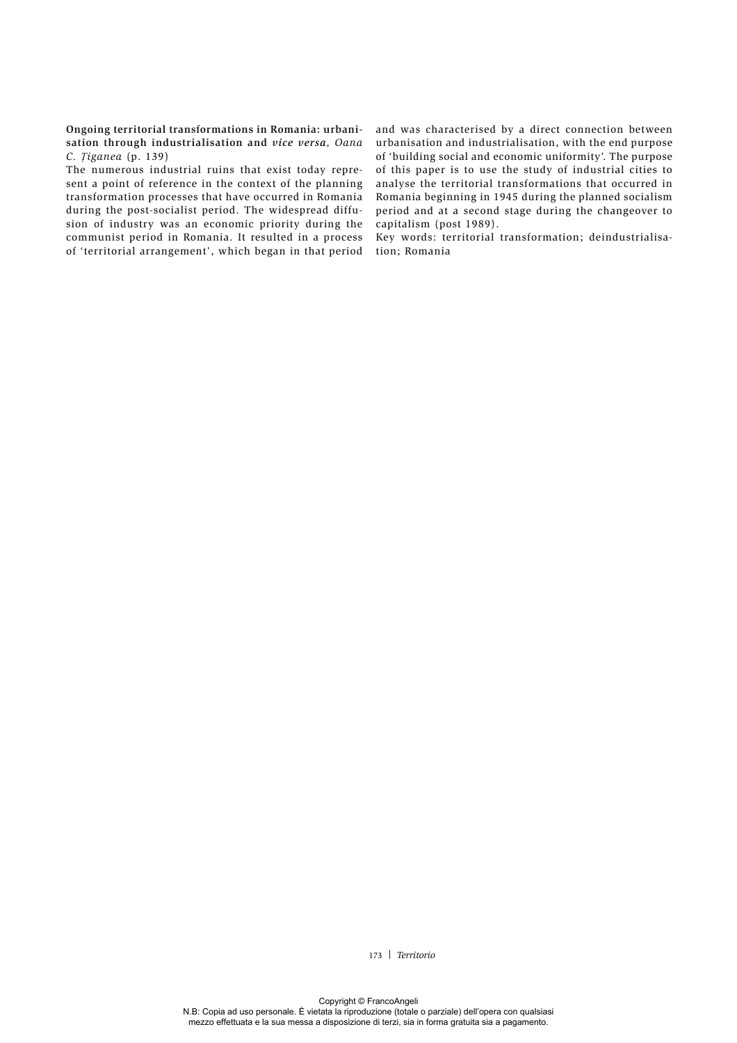**Ongoing territorial transformations in Romania: urbanisation through industrialisation and *vice versa*, *Oana C. Ţiganea*** (p. 139)

The numerous industrial ruins that exist today represent a point of reference in the context of the planning transformation processes that have occurred in Romania during the post-socialist period. The widespread diffusion of industry was an economic priority during the communist period in Romania. It resulted in a process of 'territorial arrangement', which began in that period and was characterised by a direct connection between urbanisation and industrialisation, with the end purpose of 'building social and economic uniformity'. The purpose of this paper is to use the study of industrial cities to analyse the territorial transformations that occurred in Romania beginning in 1945 during the planned socialism period and at a second stage during the changeover to capitalism (post 1989).

Key words: territorial transformation; deindustrialisation; Romania

Copyright © FrancoAngeli
N.B: Copia ad uso personale. È vietata la riproduzione (totale o parziale) dell'opera con qualsiasi mezzo effettuata e la sua messa a disposizione di terzi, sia in forma gratuita sia a pagamento.